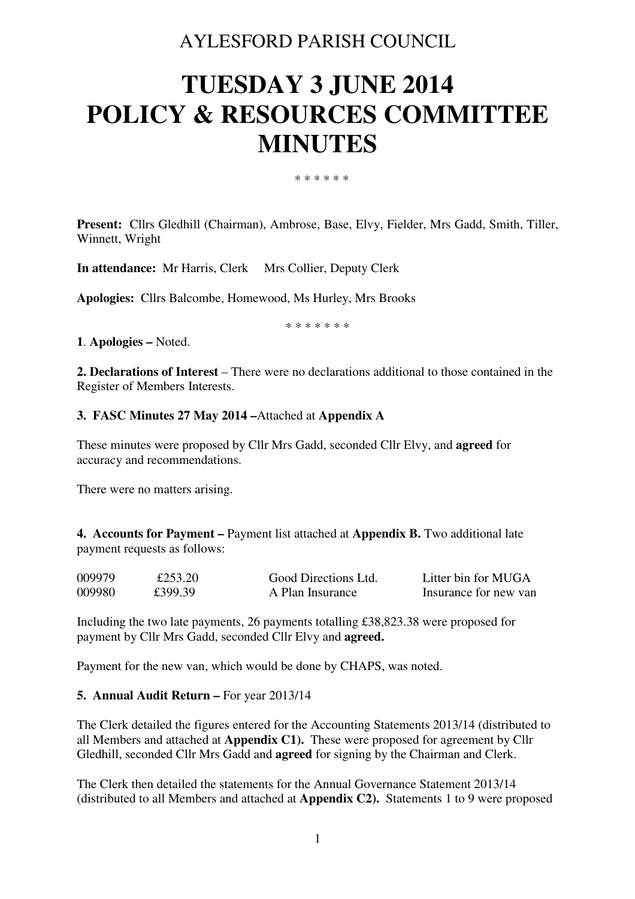AYLESFORD PARISH COUNCIL

# TUESDAY 3 JUNE 2014
# POLICY & RESOURCES COMMITTEE MINUTES

\* \* \* \* \* \*

**Present:** Cllrs Gledhill (Chairman), Ambrose, Base, Elvy, Fielder, Mrs Gadd, Smith, Tiller, Winnett, Wright

**In attendance:** Mr Harris, Clerk Mrs Collier, Deputy Clerk

**Apologies:** Cllrs Balcombe, Homewood, Ms Hurley, Mrs Brooks

\* \* \* \* \* \* \*

**1**. **Apologies –** Noted.

**2. Declarations of Interest** – There were no declarations additional to those contained in the Register of Members Interests.

**3. FASC Minutes 27 May 2014 –**Attached at **Appendix A**

These minutes were proposed by Cllr Mrs Gadd, seconded Cllr Elvy, and **agreed** for accuracy and recommendations.

There were no matters arising.

**4. Accounts for Payment –** Payment list attached at **Appendix B.** Two additional late payment requests as follows:

| | | | |
|---|---|---|---|
| 009979 | £253.20 | Good Directions Ltd. | Litter bin for MUGA |
| 009980 | £399.39 | A Plan Insurance | Insurance for new van |

Including the two late payments, 26 payments totalling £38,823.38 were proposed for payment by Cllr Mrs Gadd, seconded Cllr Elvy and **agreed.**

Payment for the new van, which would be done by CHAPS, was noted.

**5. Annual Audit Return –** For year 2013/14

The Clerk detailed the figures entered for the Accounting Statements 2013/14 (distributed to all Members and attached at **Appendix C1).** These were proposed for agreement by Cllr Gledhill, seconded Cllr Mrs Gadd and **agreed** for signing by the Chairman and Clerk.

The Clerk then detailed the statements for the Annual Governance Statement 2013/14 (distributed to all Members and attached at **Appendix C2).** Statements 1 to 9 were proposed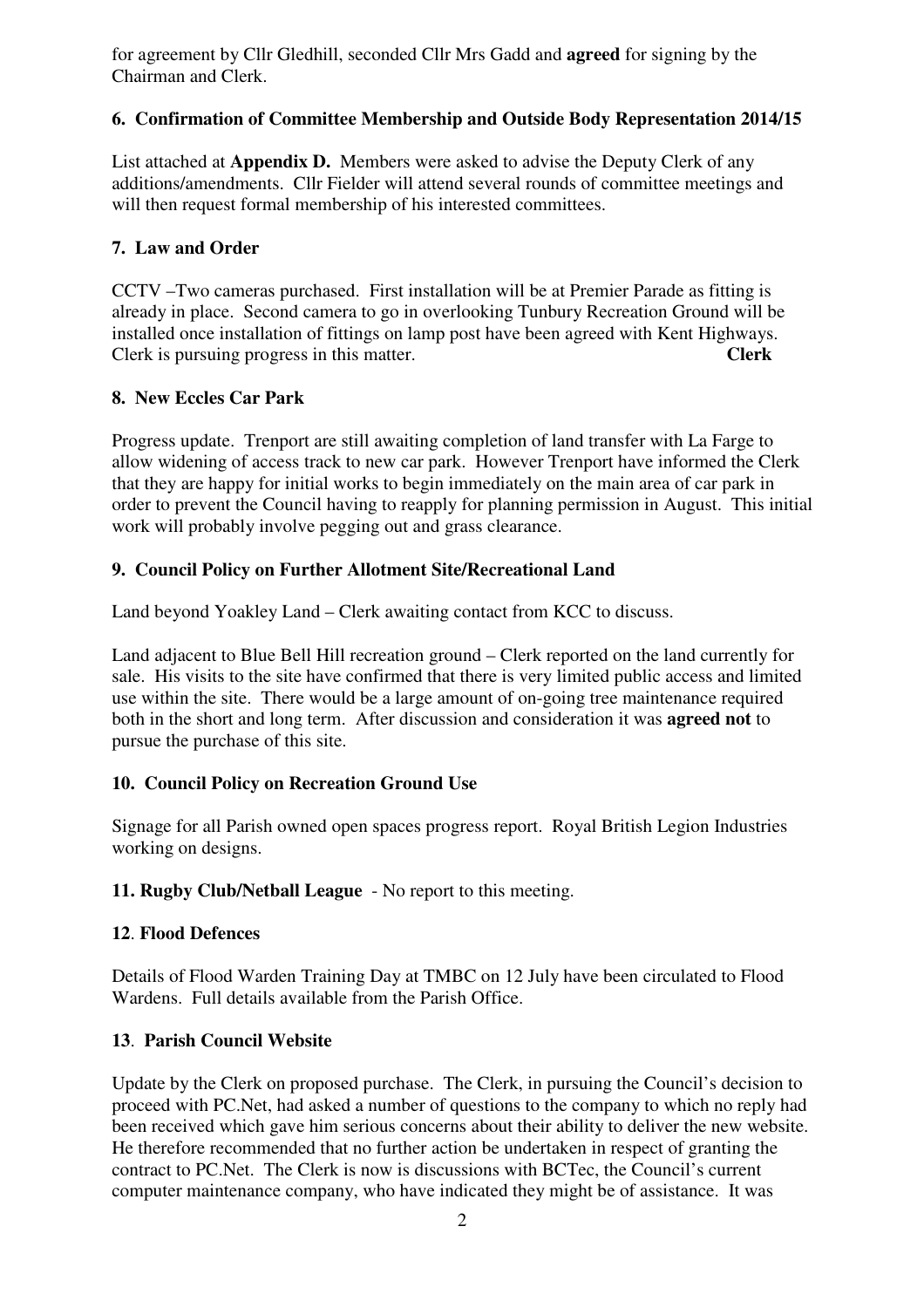for agreement by Cllr Gledhill, seconded Cllr Mrs Gadd and **agreed** for signing by the Chairman and Clerk.

### 6. Confirmation of Committee Membership and Outside Body Representation 2014/15

List attached at **Appendix D.** Members were asked to advise the Deputy Clerk of any additions/amendments. Cllr Fielder will attend several rounds of committee meetings and will then request formal membership of his interested committees.

### 7. Law and Order

CCTV –Two cameras purchased. First installation will be at Premier Parade as fitting is already in place. Second camera to go in overlooking Tunbury Recreation Ground will be installed once installation of fittings on lamp post have been agreed with Kent Highways. Clerk is pursuing progress in this matter. **Clerk**

### 8. New Eccles Car Park

Progress update. Trenport are still awaiting completion of land transfer with La Farge to allow widening of access track to new car park. However Trenport have informed the Clerk that they are happy for initial works to begin immediately on the main area of car park in order to prevent the Council having to reapply for planning permission in August. This initial work will probably involve pegging out and grass clearance.

### 9. Council Policy on Further Allotment Site/Recreational Land

Land beyond Yoakley Land – Clerk awaiting contact from KCC to discuss.

Land adjacent to Blue Bell Hill recreation ground – Clerk reported on the land currently for sale. His visits to the site have confirmed that there is very limited public access and limited use within the site. There would be a large amount of on-going tree maintenance required both in the short and long term. After discussion and consideration it was **agreed not** to pursue the purchase of this site.

### 10. Council Policy on Recreation Ground Use

Signage for all Parish owned open spaces progress report. Royal British Legion Industries working on designs.

### 11. Rugby Club/Netball League - No report to this meeting.

### 12. Flood Defences

Details of Flood Warden Training Day at TMBC on 12 July have been circulated to Flood Wardens. Full details available from the Parish Office.

### 13. Parish Council Website

Update by the Clerk on proposed purchase. The Clerk, in pursuing the Council's decision to proceed with PC.Net, had asked a number of questions to the company to which no reply had been received which gave him serious concerns about their ability to deliver the new website. He therefore recommended that no further action be undertaken in respect of granting the contract to PC.Net. The Clerk is now is discussions with BCTec, the Council's current computer maintenance company, who have indicated they might be of assistance. It was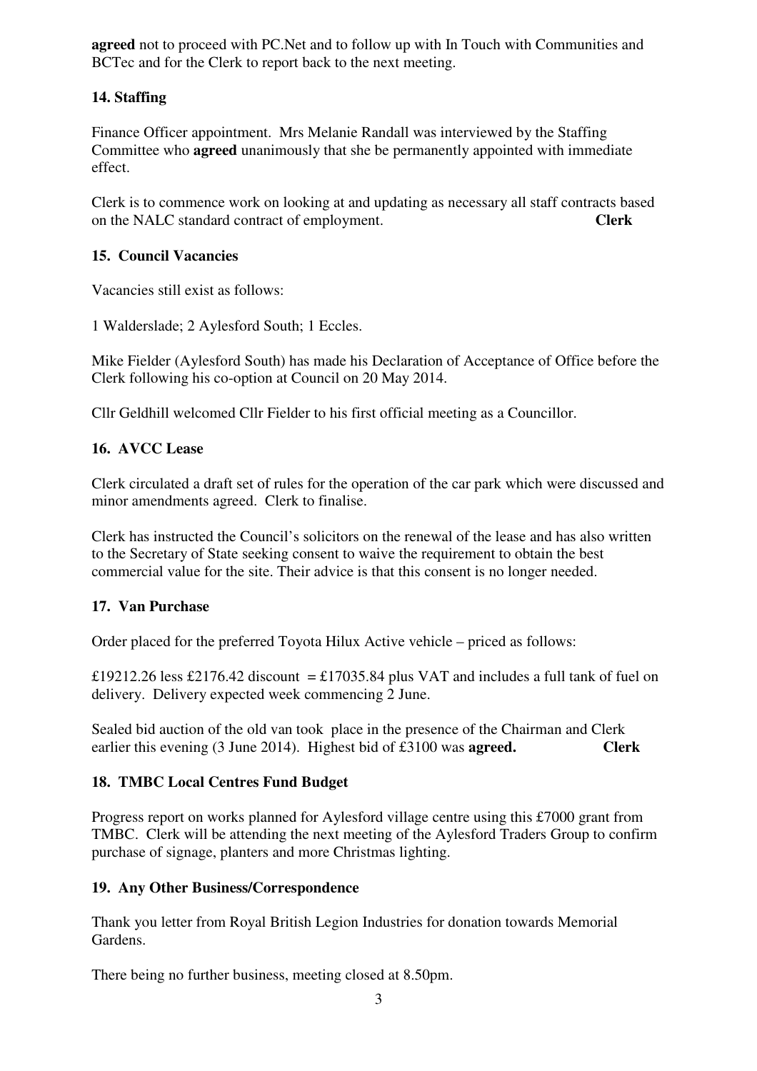**agreed** not to proceed with PC.Net and to follow up with In Touch with Communities and BCTec and for the Clerk to report back to the next meeting.

**14. Staffing**

Finance Officer appointment. Mrs Melanie Randall was interviewed by the Staffing Committee who **agreed** unanimously that she be permanently appointed with immediate effect.

Clerk is to commence work on looking at and updating as necessary all staff contracts based on the NALC standard contract of employment. **Clerk**

**15. Council Vacancies**

Vacancies still exist as follows:

1 Walderslade; 2 Aylesford South; 1 Eccles.

Mike Fielder (Aylesford South) has made his Declaration of Acceptance of Office before the Clerk following his co-option at Council on 20 May 2014.

Cllr Geldhill welcomed Cllr Fielder to his first official meeting as a Councillor.

**16. AVCC Lease**

Clerk circulated a draft set of rules for the operation of the car park which were discussed and minor amendments agreed. Clerk to finalise.

Clerk has instructed the Council's solicitors on the renewal of the lease and has also written to the Secretary of State seeking consent to waive the requirement to obtain the best commercial value for the site. Their advice is that this consent is no longer needed.

**17. Van Purchase**

Order placed for the preferred Toyota Hilux Active vehicle – priced as follows:

£19212.26 less £2176.42 discount = £17035.84 plus VAT and includes a full tank of fuel on delivery. Delivery expected week commencing 2 June.

Sealed bid auction of the old van took place in the presence of the Chairman and Clerk earlier this evening (3 June 2014). Highest bid of £3100 was **agreed.** **Clerk**

**18. TMBC Local Centres Fund Budget**

Progress report on works planned for Aylesford village centre using this £7000 grant from TMBC. Clerk will be attending the next meeting of the Aylesford Traders Group to confirm purchase of signage, planters and more Christmas lighting.

**19. Any Other Business/Correspondence**

Thank you letter from Royal British Legion Industries for donation towards Memorial Gardens.

There being no further business, meeting closed at 8.50pm.